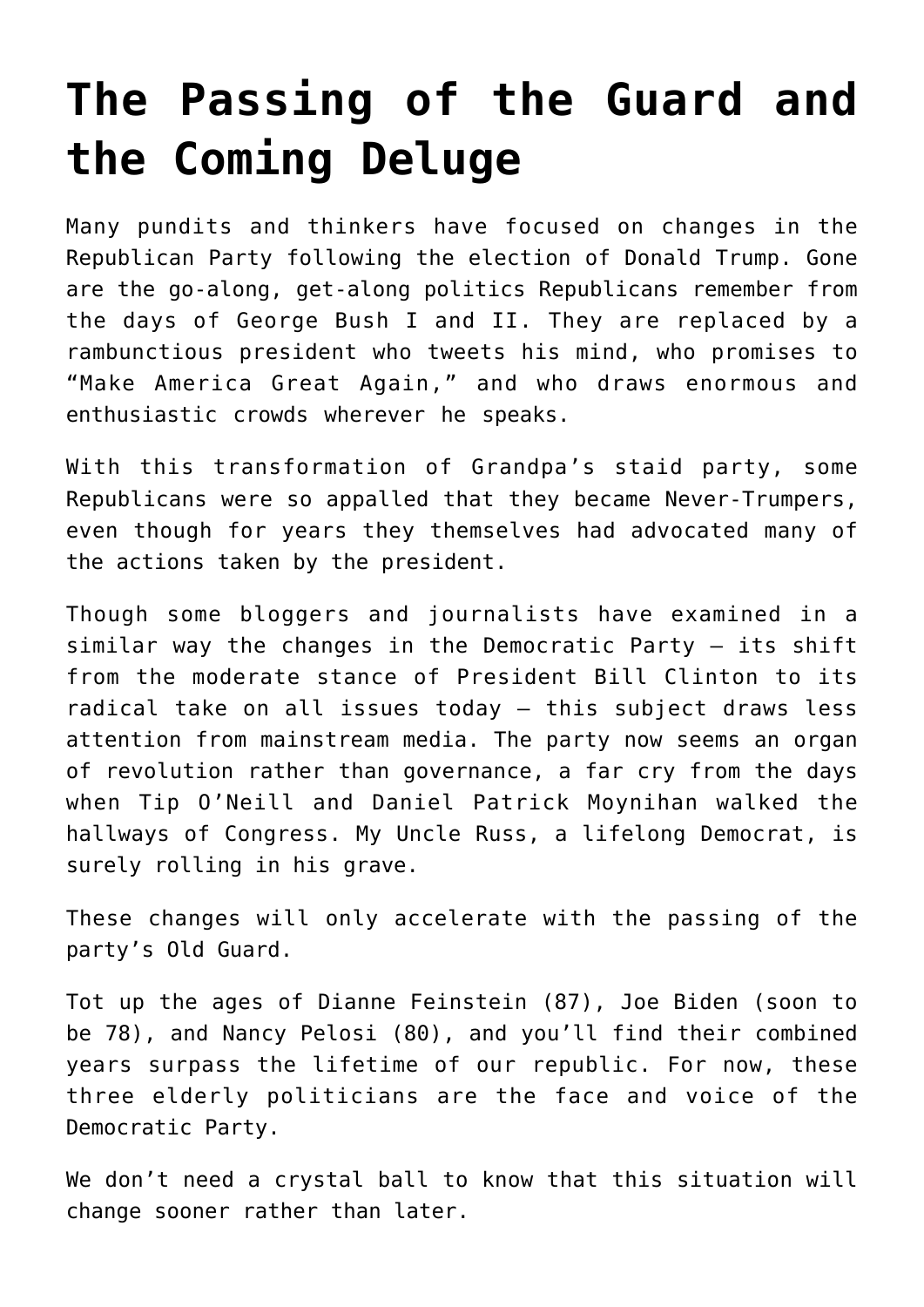# The Passing of the Guard and the Coming Deluge

Many pundits and thinkers have focused on changes in the Republican Party following the election of Donald Trump. Gone are the go-along, get-along politics Republicans remember from the days of George Bush I and II. They are replaced by a rambunctious president who tweets his mind, who promises to "Make America Great Again," and who draws enormous and enthusiastic crowds wherever he speaks.

With this transformation of Grandpa's staid party, some Republicans were so appalled that they became Never-Trumpers, even though for years they themselves had advocated many of the actions taken by the president.

Though some bloggers and journalists have examined in a similar way the changes in the Democratic Party – its shift from the moderate stance of President Bill Clinton to its radical take on all issues today – this subject draws less attention from mainstream media. The party now seems an organ of revolution rather than governance, a far cry from the days when Tip O'Neill and Daniel Patrick Moynihan walked the hallways of Congress. My Uncle Russ, a lifelong Democrat, is surely rolling in his grave.

These changes will only accelerate with the passing of the party's Old Guard.

Tot up the ages of Dianne Feinstein (87), Joe Biden (soon to be 78), and Nancy Pelosi (80), and you'll find their combined years surpass the lifetime of our republic. For now, these three elderly politicians are the face and voice of the Democratic Party.

We don't need a crystal ball to know that this situation will change sooner rather than later.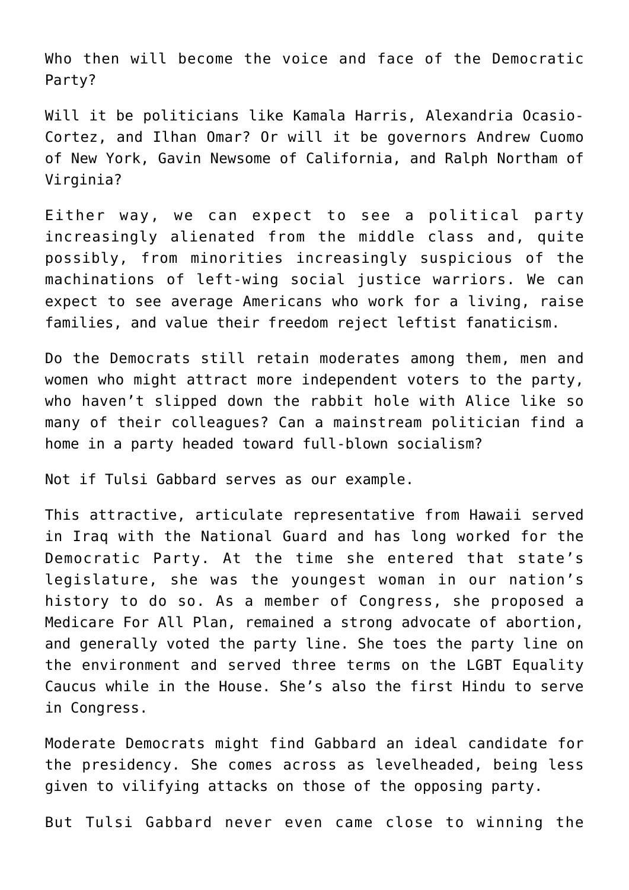Who then will become the voice and face of the Democratic Party?

Will it be politicians like Kamala Harris, Alexandria Ocasio-Cortez, and Ilhan Omar? Or will it be governors Andrew Cuomo of New York, Gavin Newsome of California, and Ralph Northam of Virginia?

Either way, we can expect to see a political party increasingly alienated from the middle class and, quite possibly, from minorities increasingly suspicious of the machinations of left-wing social justice warriors. We can expect to see average Americans who work for a living, raise families, and value their freedom reject leftist fanaticism.

Do the Democrats still retain moderates among them, men and women who might attract more independent voters to the party, who haven't slipped down the rabbit hole with Alice like so many of their colleagues? Can a mainstream politician find a home in a party headed toward full-blown socialism?

Not if Tulsi Gabbard serves as our example.

This attractive, articulate representative from Hawaii served in Iraq with the National Guard and has long worked for the Democratic Party. At the time she entered that state's legislature, she was the youngest woman in our nation's history to do so. As a member of Congress, she proposed a Medicare For All Plan, remained a strong advocate of abortion, and generally voted the party line. She toes the party line on the environment and served three terms on the LGBT Equality Caucus while in the House. She's also the first Hindu to serve in Congress.

Moderate Democrats might find Gabbard an ideal candidate for the presidency. She comes across as levelheaded, being less given to vilifying attacks on those of the opposing party.

But Tulsi Gabbard never even came close to winning the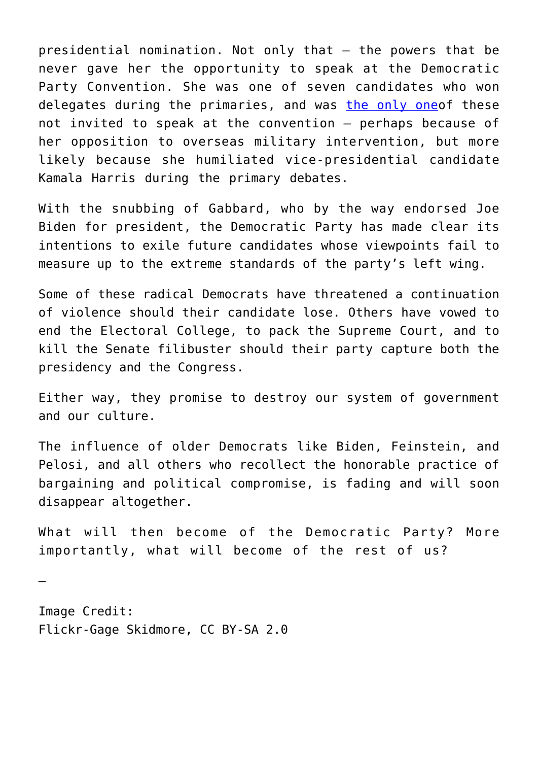presidential nomination. Not only that – the powers that be never gave her the opportunity to speak at the Democratic Party Convention. She was one of seven candidates who won delegates during the primaries, and was the only oneof these not invited to speak at the convention – perhaps because of her opposition to overseas military intervention, but more likely because she humiliated vice-presidential candidate Kamala Harris during the primary debates.

With the snubbing of Gabbard, who by the way endorsed Joe Biden for president, the Democratic Party has made clear its intentions to exile future candidates whose viewpoints fail to measure up to the extreme standards of the party's left wing.

Some of these radical Democrats have threatened a continuation of violence should their candidate lose. Others have vowed to end the Electoral College, to pack the Supreme Court, and to kill the Senate filibuster should their party capture both the presidency and the Congress.

Either way, they promise to destroy our system of government and our culture.

The influence of older Democrats like Biden, Feinstein, and Pelosi, and all others who recollect the honorable practice of bargaining and political compromise, is fading and will soon disappear altogether.

What will then become of the Democratic Party? More importantly, what will become of the rest of us?

—

Image Credit:
Flickr-Gage Skidmore, CC BY-SA 2.0